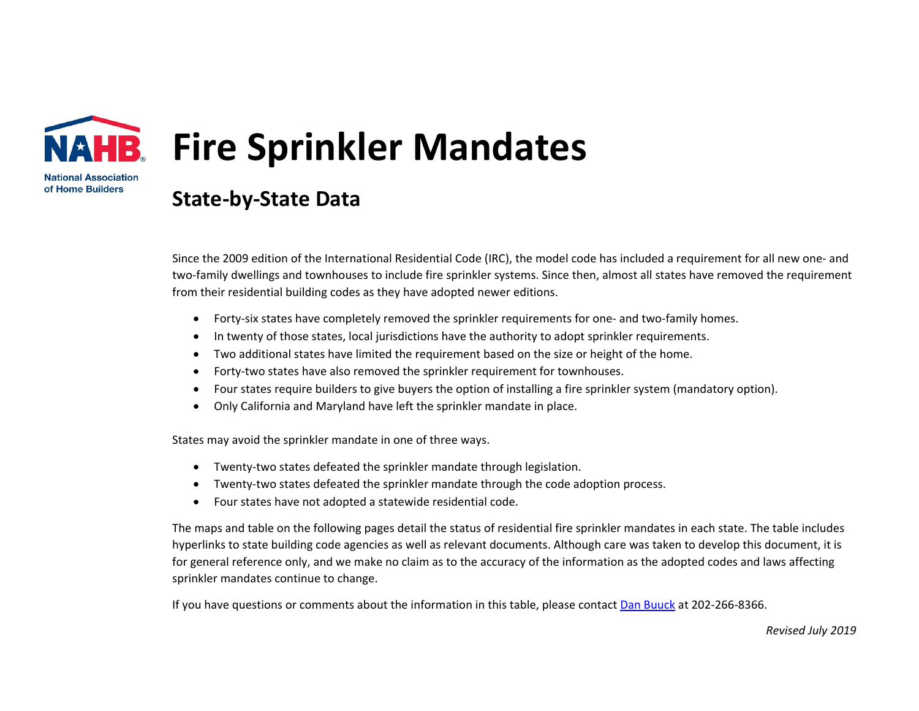National Association of Home Builders

# Fire Sprinkler Mandates

## State-by-State Data

Since the 2009 edition of the International Residential Code (IRC), the model code has included a requirement for all new one- and two-family dwellings and townhouses to include fire sprinkler systems. Since then, almost all states have removed the requirement from their residential building codes as they have adopted newer editions.

- Forty-six states have completely removed the sprinkler requirements for one- and two-family homes.
- In twenty of those states, local jurisdictions have the authority to adopt sprinkler requirements.
- Two additional states have limited the requirement based on the size or height of the home.
- Forty-two states have also removed the sprinkler requirement for townhouses.
- Four states require builders to give buyers the option of installing a fire sprinkler system (mandatory option).
- Only California and Maryland have left the sprinkler mandate in place.

States may avoid the sprinkler mandate in one of three ways.

- Twenty-two states defeated the sprinkler mandate through legislation.
- Twenty-two states defeated the sprinkler mandate through the code adoption process.
- Four states have not adopted a statewide residential code.

The maps and table on the following pages detail the status of residential fire sprinkler mandates in each state. The table includes hyperlinks to state building code agencies as well as relevant documents. Although care was taken to develop this document, it is for general reference only, and we make no claim as to the accuracy of the information as the adopted codes and laws affecting sprinkler mandates continue to change.

If you have questions or comments about the information in this table, please contact Dan Buuck at 202-266-8366.

*Revised July 2019*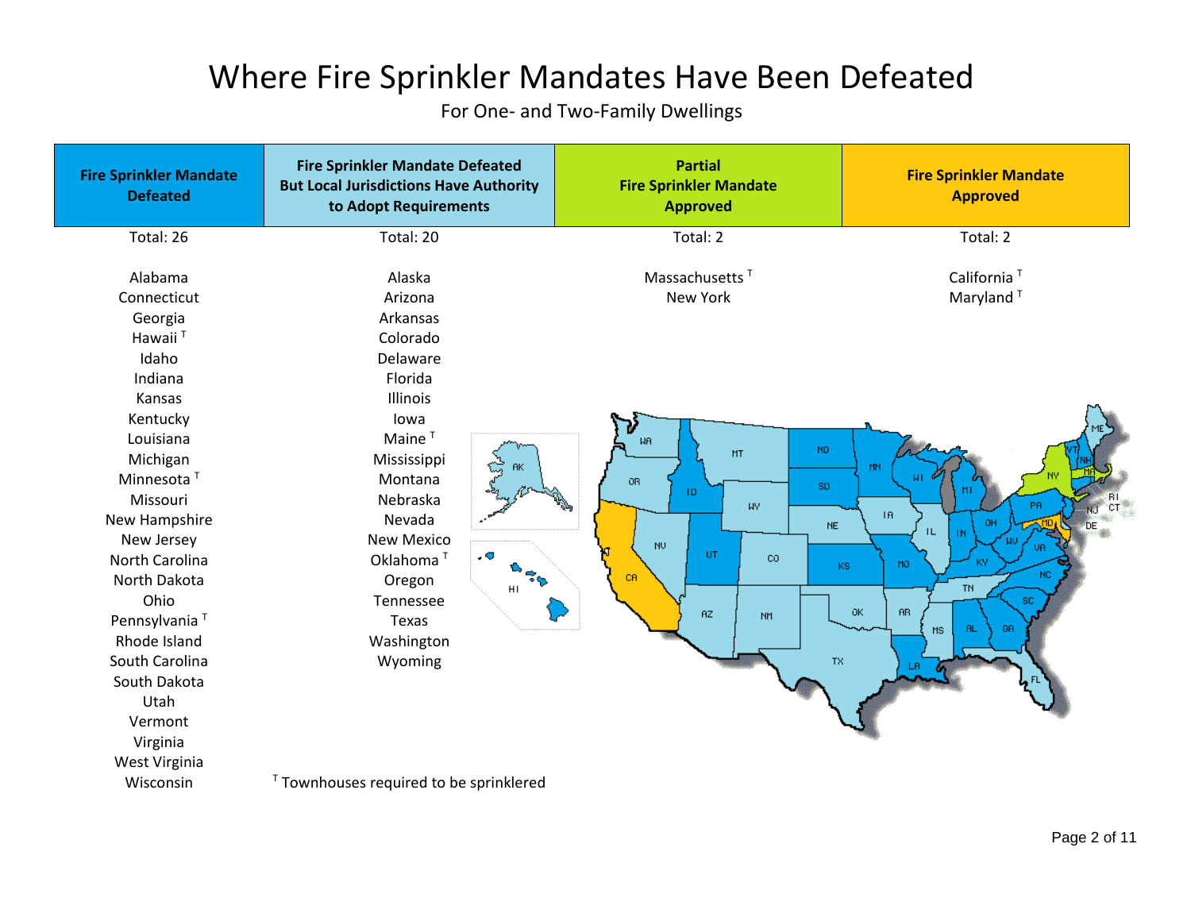# Where Fire Sprinkler Mandates Have Been Defeated

For One- and Two-Family Dwellings

| Fire Sprinkler Mandate Defeated | Fire Sprinkler Mandate Defeated But Local Jurisdictions Have Authority to Adopt Requirements | Partial Fire Sprinkler Mandate Approved | Fire Sprinkler Mandate Approved |
|---|---|---|---|
| Total: 26 | Total: 20 | Total: 2 | Total: 2 |
| Alabama | Alaska | Massachusetts [T] | California [T] |
| Connecticut | Arizona | New York | Maryland [T] |
| Georgia | Arkansas | | |
| Hawaii [T] | Colorado | | |
| Idaho | Delaware | | |
| Indiana | Florida | | |
| Kansas | Illinois | | |
| Kentucky | Iowa | | |
| Louisiana | Maine [T] | | |
| Michigan | Mississippi | | |
| Minnesota [T] | Montana | | |
| Missouri | Nebraska | | |
| New Hampshire | Nevada | | |
| New Jersey | New Mexico | | |
| North Carolina | Oklahoma [T] | | |
| North Dakota | Oregon | | |
| Ohio | Tennessee | | |
| Pennsylvania [T] | Texas | | |
| Rhode Island | Washington | | |
| South Carolina | Wyoming | | |
| South Dakota | | | |
| Utah | | | |
| Vermont | | | |
| Virginia | | | |
| West Virginia | | | |
| Wisconsin | | | |

[T] Townhouses required to be sprinklered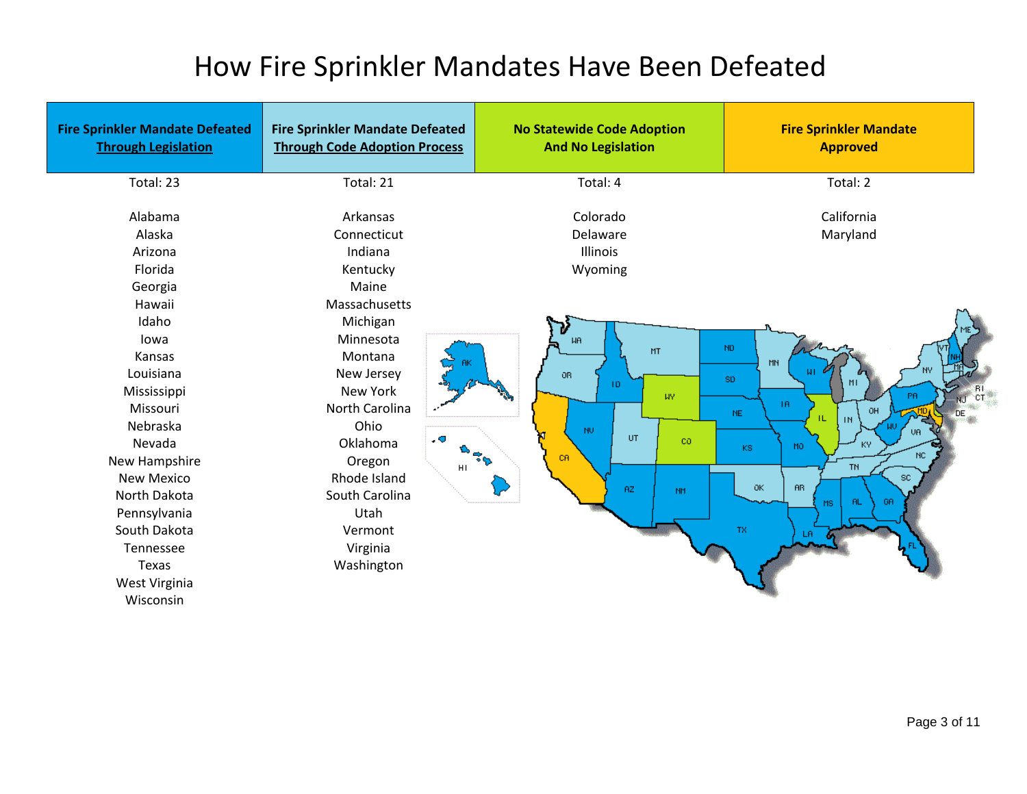# How Fire Sprinkler Mandates Have Been Defeated

| Fire Sprinkler Mandate Defeated Through Legislation | Fire Sprinkler Mandate Defeated Through Code Adoption Process | No Statewide Code Adoption And No Legislation | Fire Sprinkler Mandate Approved |
|---|---|---|---|
| Total: 23 | Total: 21 | Total: 4 | Total: 2 |
| Alabama | Arkansas | Colorado | California |
| Alaska | Connecticut | Delaware | Maryland |
| Arizona | Indiana | Illinois | |
| Florida | Kentucky | Wyoming | |
| Georgia | Maine | | |
| Hawaii | Massachusetts | | |
| Idaho | Michigan | | |
| Iowa | Minnesota | | |
| Kansas | Montana | | |
| Louisiana | New Jersey | | |
| Mississippi | New York | | |
| Missouri | North Carolina | | |
| Nebraska | Ohio | | |
| Nevada | Oklahoma | | |
| New Hampshire | Oregon | | |
| New Mexico | Rhode Island | | |
| North Dakota | South Carolina | | |
| Pennsylvania | Utah | | |
| South Dakota | Vermont | | |
| Tennessee | Virginia | | |
| Texas | Washington | | |
| West Virginia | | | |
| Wisconsin | | | |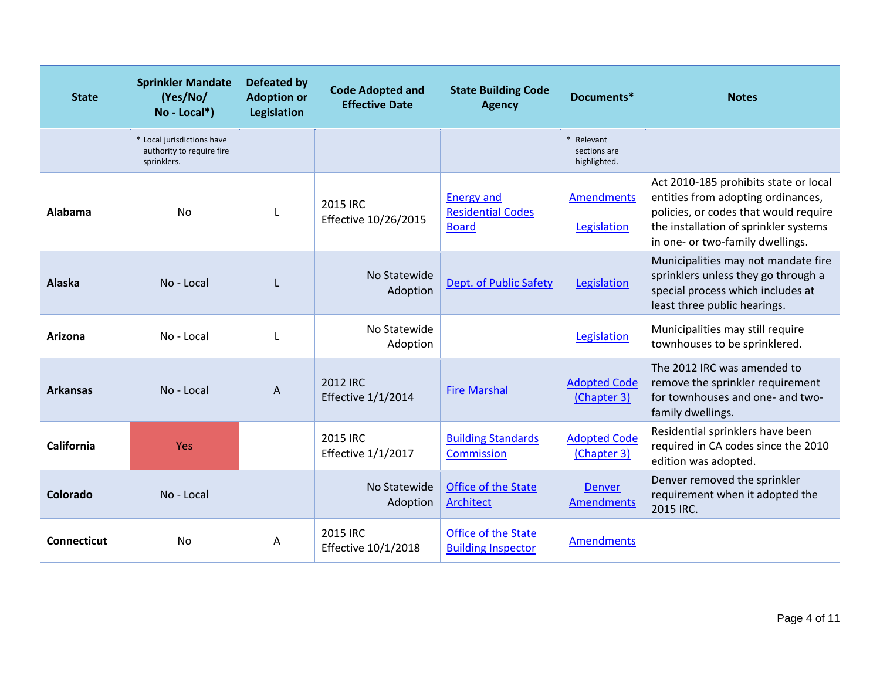| State | Sprinkler Mandate (Yes/No/ No - Local*) | Defeated by Adoption or Legislation | Code Adopted and Effective Date | State Building Code Agency | Documents* | Notes |
|---|---|---|---|---|---|---|
| | * Local jurisdictions have authority to require fire sprinklers. | | | | * Relevant sections are highlighted. | |
| **Alabama** | No | L | 2015 IRC Effective 10/26/2015 | Energy and Residential Codes Board | Amendments Legislation | Act 2010-185 prohibits state or local entities from adopting ordinances, policies, or codes that would require the installation of sprinkler systems in one- or two-family dwellings. |
| **Alaska** | No - Local | L | No Statewide Adoption | Dept. of Public Safety | Legislation | Municipalities may not mandate fire sprinklers unless they go through a special process which includes at least three public hearings. |
| **Arizona** | No - Local | L | No Statewide Adoption | | Legislation | Municipalities may still require townhouses to be sprinklered. |
| **Arkansas** | No - Local | A | 2012 IRC Effective 1/1/2014 | Fire Marshal | Adopted Code (Chapter 3) | The 2012 IRC was amended to remove the sprinkler requirement for townhouses and one- and two-family dwellings. |
| **California** | Yes | | 2015 IRC Effective 1/1/2017 | Building Standards Commission | Adopted Code (Chapter 3) | Residential sprinklers have been required in CA codes since the 2010 edition was adopted. |
| **Colorado** | No - Local | | No Statewide Adoption | Office of the State Architect | Denver Amendments | Denver removed the sprinkler requirement when it adopted the 2015 IRC. |
| **Connecticut** | No | A | 2015 IRC Effective 10/1/2018 | Office of the State Building Inspector | Amendments | |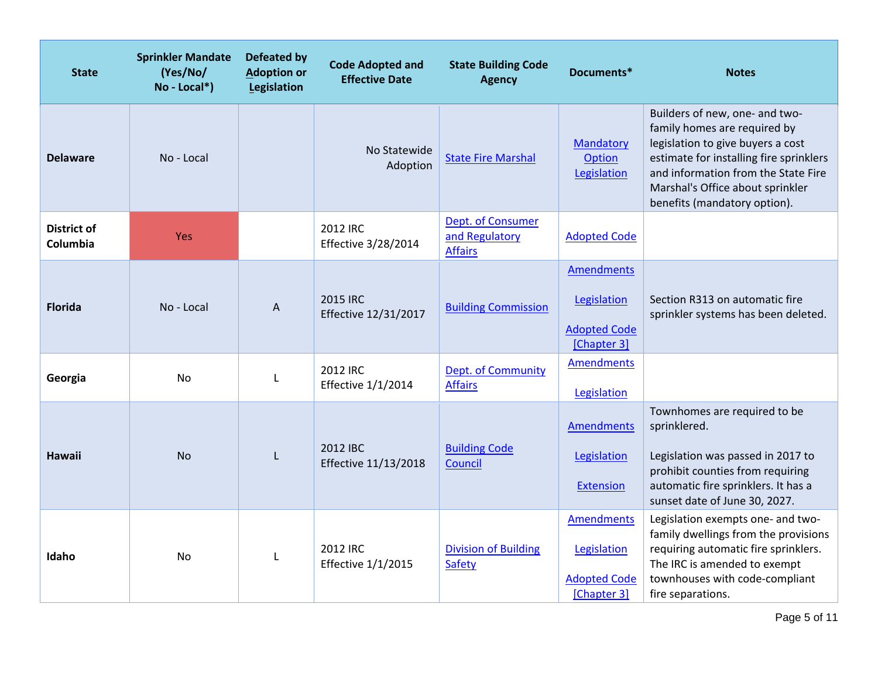| State | Sprinkler Mandate (Yes/No/ No - Local*) | Defeated by Adoption or Legislation | Code Adopted and Effective Date | State Building Code Agency | Documents* | Notes |
|---|---|---|---|---|---|---|
| **Delaware** | No - Local | | No Statewide Adoption | State Fire Marshal | Mandatory Option Legislation | Builders of new, one- and two-family homes are required by legislation to give buyers a cost estimate for installing fire sprinklers and information from the State Fire Marshal's Office about sprinkler benefits (mandatory option). |
| **District of Columbia** | Yes | | 2012 IRC Effective 3/28/2014 | Dept. of Consumer and Regulatory Affairs | Adopted Code | |
| **Florida** | No - Local | A | 2015 IRC Effective 12/31/2017 | Building Commission | Amendments<br><br>Legislation<br><br>Adopted Code [Chapter 3] | Section R313 on automatic fire sprinkler systems has been deleted. |
| **Georgia** | No | L | 2012 IRC Effective 1/1/2014 | Dept. of Community Affairs | Amendments<br><br>Legislation | |
| **Hawaii** | No | L | 2012 IBC Effective 11/13/2018 | Building Code Council | Amendments<br><br>Legislation<br><br>Extension | Townhomes are required to be sprinklered.<br><br>Legislation was passed in 2017 to prohibit counties from requiring automatic fire sprinklers. It has a sunset date of June 30, 2027. |
| **Idaho** | No | L | 2012 IRC Effective 1/1/2015 | Division of Building Safety | Amendments<br><br>Legislation<br><br>Adopted Code [Chapter 3] | Legislation exempts one- and two-family dwellings from the provisions requiring automatic fire sprinklers. The IRC is amended to exempt townhouses with code-compliant fire separations. |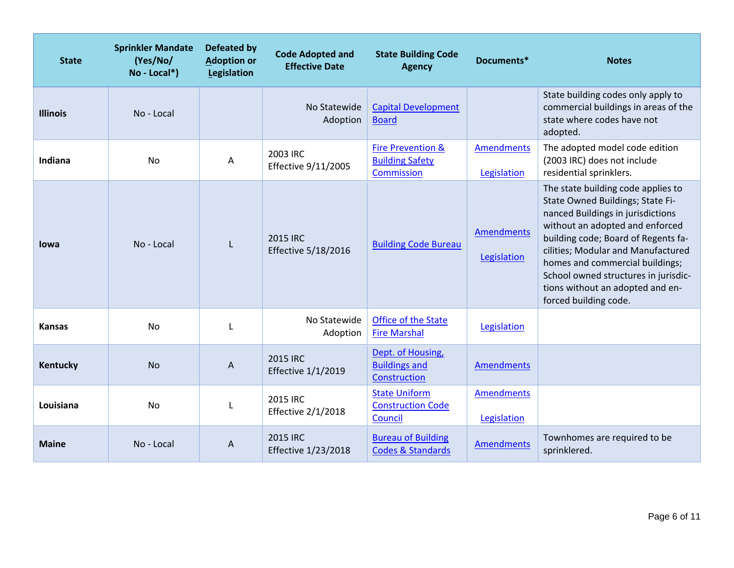| State | Sprinkler Mandate (Yes/No/ No - Local*) | Defeated by Adoption or Legislation | Code Adopted and Effective Date | State Building Code Agency | Documents* | Notes |
|---|---|---|---|---|---|---|
| **Illinois** | No - Local | | No Statewide Adoption | Capital Development Board | | State building codes only apply to commercial buildings in areas of the state where codes have not adopted. |
| **Indiana** | No | A | 2003 IRC Effective 9/11/2005 | Fire Prevention & Building Safety Commission | Amendments Legislation | The adopted model code edition (2003 IRC) does not include residential sprinklers. |
| **Iowa** | No - Local | L | 2015 IRC Effective 5/18/2016 | Building Code Bureau | Amendments Legislation | The state building code applies to State Owned Buildings; State Financed Buildings in jurisdictions without an adopted and enforced building code; Board of Regents facilities; Modular and Manufactured homes and commercial buildings; School owned structures in jurisdictions without an adopted and enforced building code. |
| **Kansas** | No | L | No Statewide Adoption | Office of the State Fire Marshal | Legislation | |
| **Kentucky** | No | A | 2015 IRC Effective 1/1/2019 | Dept. of Housing, Buildings and Construction | Amendments | |
| **Louisiana** | No | L | 2015 IRC Effective 2/1/2018 | State Uniform Construction Code Council | Amendments Legislation | |
| **Maine** | No - Local | A | 2015 IRC Effective 1/23/2018 | Bureau of Building Codes & Standards | Amendments | Townhomes are required to be sprinklered. |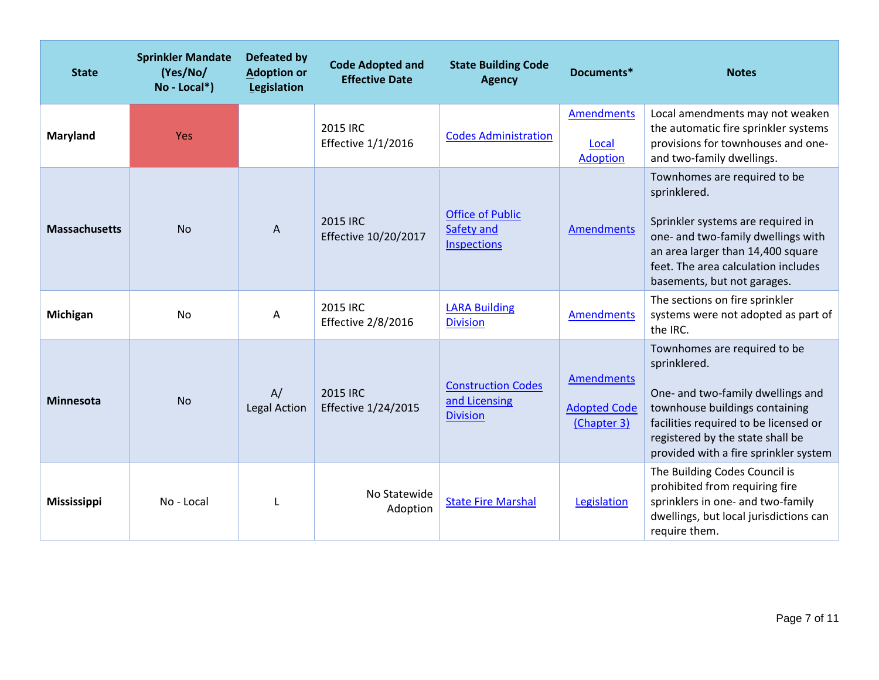| State | Sprinkler Mandate (Yes/No/ No - Local*) | Defeated by Adoption or Legislation | Code Adopted and Effective Date | State Building Code Agency | Documents* | Notes |
|---|---|---|---|---|---|---|
| **Maryland** | Yes | | 2015 IRC Effective 1/1/2016 | Codes Administration | Amendments<br><br>Local Adoption | Local amendments may not weaken the automatic fire sprinkler systems provisions for townhouses and one- and two-family dwellings. |
| **Massachusetts** | No | A | 2015 IRC Effective 10/20/2017 | Office of Public Safety and Inspections | Amendments | Townhomes are required to be sprinklered.<br><br>Sprinkler systems are required in one- and two-family dwellings with an area larger than 14,400 square feet. The area calculation includes basements, but not garages. |
| **Michigan** | No | A | 2015 IRC Effective 2/8/2016 | LARA Building Division | Amendments | The sections on fire sprinkler systems were not adopted as part of the IRC. |
| **Minnesota** | No | A/ Legal Action | 2015 IRC Effective 1/24/2015 | Construction Codes and Licensing Division | Amendments<br><br>Adopted Code (Chapter 3) | Townhomes are required to be sprinklered.<br><br>One- and two-family dwellings and townhouse buildings containing facilities required to be licensed or registered by the state shall be provided with a fire sprinkler system |
| **Mississippi** | No - Local | L | No Statewide Adoption | State Fire Marshal | Legislation | The Building Codes Council is prohibited from requiring fire sprinklers in one- and two-family dwellings, but local jurisdictions can require them. |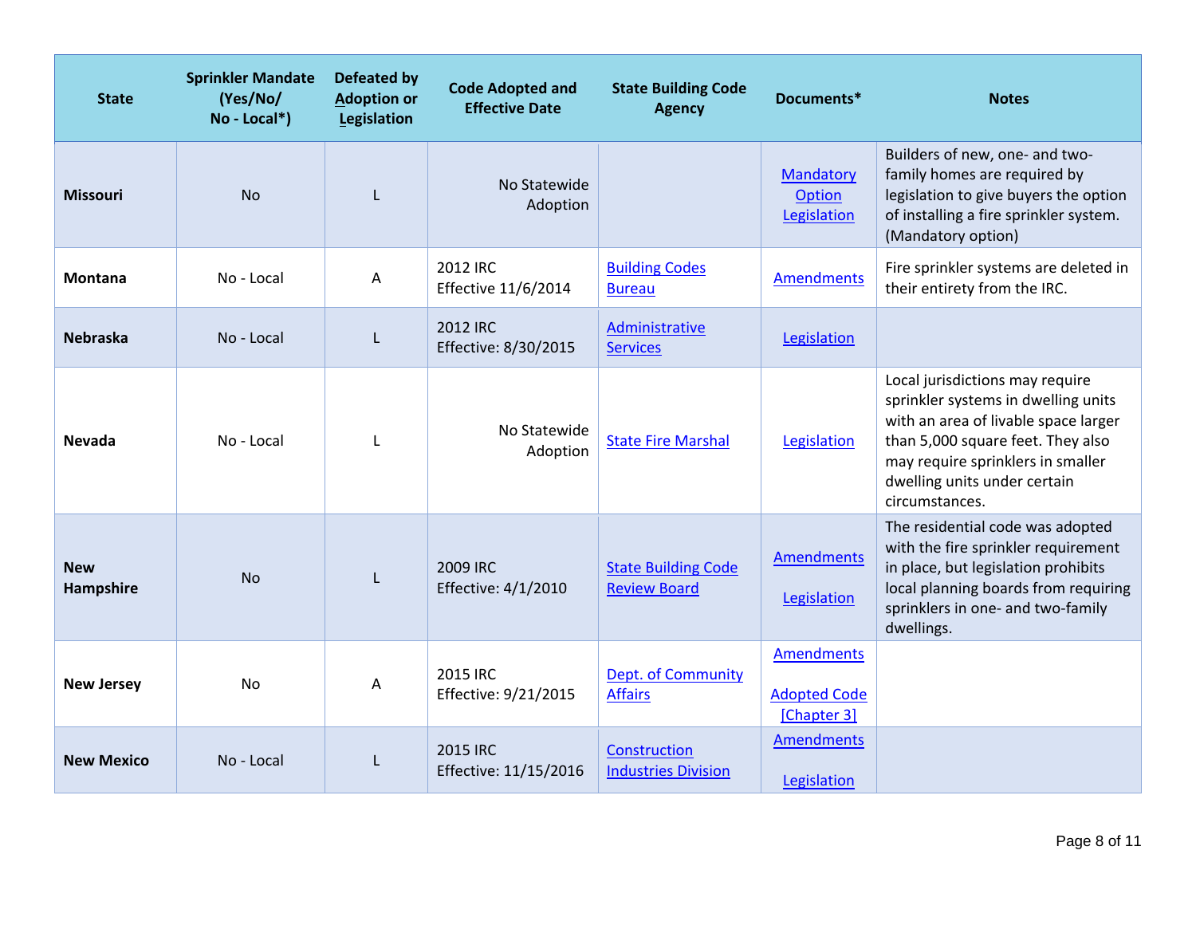| State | Sprinkler Mandate (Yes/No/ No - Local*) | Defeated by Adoption or Legislation | Code Adopted and Effective Date | State Building Code Agency | Documents* | Notes |
|---|---|---|---|---|---|---|
| **Missouri** | No | L | No Statewide Adoption | | Mandatory Option Legislation | Builders of new, one- and two-family homes are required by legislation to give buyers the option of installing a fire sprinkler system. (Mandatory option) |
| **Montana** | No - Local | A | 2012 IRC Effective 11/6/2014 | Building Codes Bureau | Amendments | Fire sprinkler systems are deleted in their entirety from the IRC. |
| **Nebraska** | No - Local | L | 2012 IRC Effective: 8/30/2015 | Administrative Services | Legislation | |
| **Nevada** | No - Local | L | No Statewide Adoption | State Fire Marshal | Legislation | Local jurisdictions may require sprinkler systems in dwelling units with an area of livable space larger than 5,000 square feet. They also may require sprinklers in smaller dwelling units under certain circumstances. |
| **New Hampshire** | No | L | 2009 IRC Effective: 4/1/2010 | State Building Code Review Board | Amendments<br><br>Legislation | The residential code was adopted with the fire sprinkler requirement in place, but legislation prohibits local planning boards from requiring sprinklers in one- and two-family dwellings. |
| **New Jersey** | No | A | 2015 IRC Effective: 9/21/2015 | Dept. of Community Affairs | Amendments<br><br>Adopted Code [Chapter 3] | |
| **New Mexico** | No - Local | L | 2015 IRC Effective: 11/15/2016 | Construction Industries Division | Amendments<br><br>Legislation | |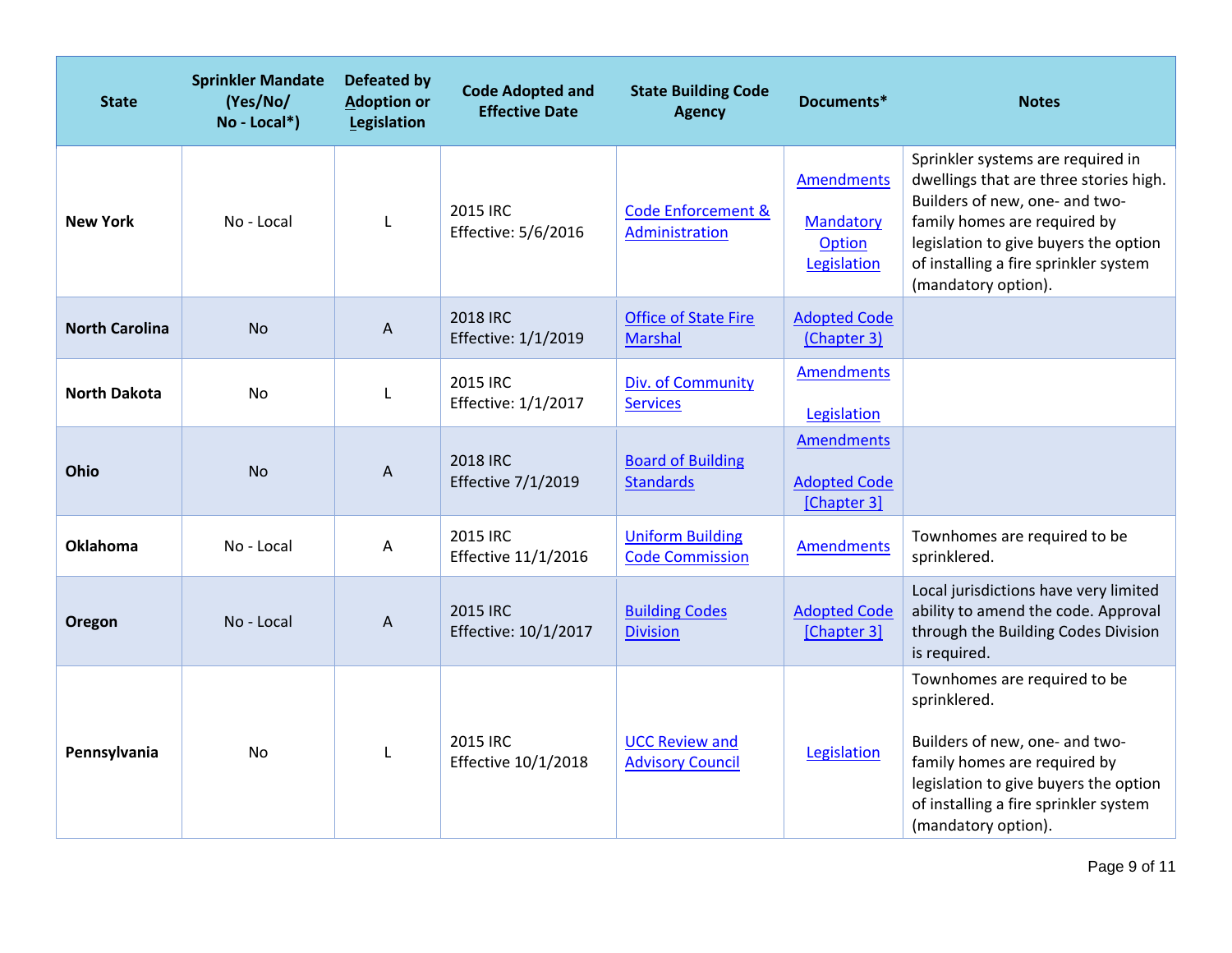| State | Sprinkler Mandate (Yes/No/ No - Local*) | Defeated by Adoption or Legislation | Code Adopted and Effective Date | State Building Code Agency | Documents* | Notes |
|---|---|---|---|---|---|---|
| **New York** | No - Local | L | 2015 IRC Effective: 5/6/2016 | Code Enforcement & Administration | Amendments<br><br>Mandatory Option Legislation | Sprinkler systems are required in dwellings that are three stories high. Builders of new, one- and two-family homes are required by legislation to give buyers the option of installing a fire sprinkler system (mandatory option). |
| **North Carolina** | No | A | 2018 IRC Effective: 1/1/2019 | Office of State Fire Marshal | Adopted Code (Chapter 3) | |
| **North Dakota** | No | L | 2015 IRC Effective: 1/1/2017 | Div. of Community Services | Amendments<br><br>Legislation | |
| **Ohio** | No | A | 2018 IRC Effective 7/1/2019 | Board of Building Standards | Amendments<br><br>Adopted Code [Chapter 3] | |
| **Oklahoma** | No - Local | A | 2015 IRC Effective 11/1/2016 | Uniform Building Code Commission | Amendments | Townhomes are required to be sprinklered. |
| **Oregon** | No - Local | A | 2015 IRC Effective: 10/1/2017 | Building Codes Division | Adopted Code [Chapter 3] | Local jurisdictions have very limited ability to amend the code. Approval through the Building Codes Division is required. |
| **Pennsylvania** | No | L | 2015 IRC Effective 10/1/2018 | UCC Review and Advisory Council | Legislation | Townhomes are required to be sprinklered.<br><br>Builders of new, one- and two-family homes are required by legislation to give buyers the option of installing a fire sprinkler system (mandatory option). |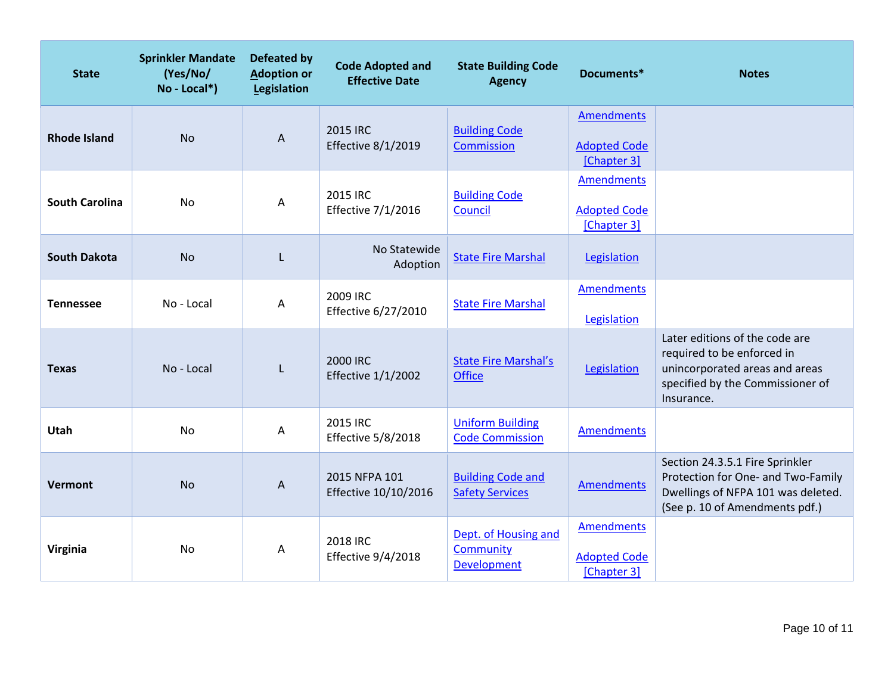| State | Sprinkler Mandate (Yes/No/ No - Local*) | Defeated by Adoption or Legislation | Code Adopted and Effective Date | State Building Code Agency | Documents* | Notes |
|---|---|---|---|---|---|---|
| **Rhode Island** | No | A | 2015 IRC Effective 8/1/2019 | Building Code Commission | Amendments<br>Adopted Code [Chapter 3] | |
| **South Carolina** | No | A | 2015 IRC Effective 7/1/2016 | Building Code Council | Amendments<br>Adopted Code [Chapter 3] | |
| **South Dakota** | No | L | No Statewide Adoption | State Fire Marshal | Legislation | |
| **Tennessee** | No - Local | A | 2009 IRC Effective 6/27/2010 | State Fire Marshal | Amendments<br>Legislation | |
| **Texas** | No - Local | L | 2000 IRC Effective 1/1/2002 | State Fire Marshal's Office | Legislation | Later editions of the code are required to be enforced in unincorporated areas and areas specified by the Commissioner of Insurance. |
| **Utah** | No | A | 2015 IRC Effective 5/8/2018 | Uniform Building Code Commission | Amendments | |
| **Vermont** | No | A | 2015 NFPA 101 Effective 10/10/2016 | Building Code and Safety Services | Amendments | Section 24.3.5.1 Fire Sprinkler Protection for One- and Two-Family Dwellings of NFPA 101 was deleted. (See p. 10 of Amendments pdf.) |
| **Virginia** | No | A | 2018 IRC Effective 9/4/2018 | Dept. of Housing and Community Development | Amendments<br>Adopted Code [Chapter 3] | |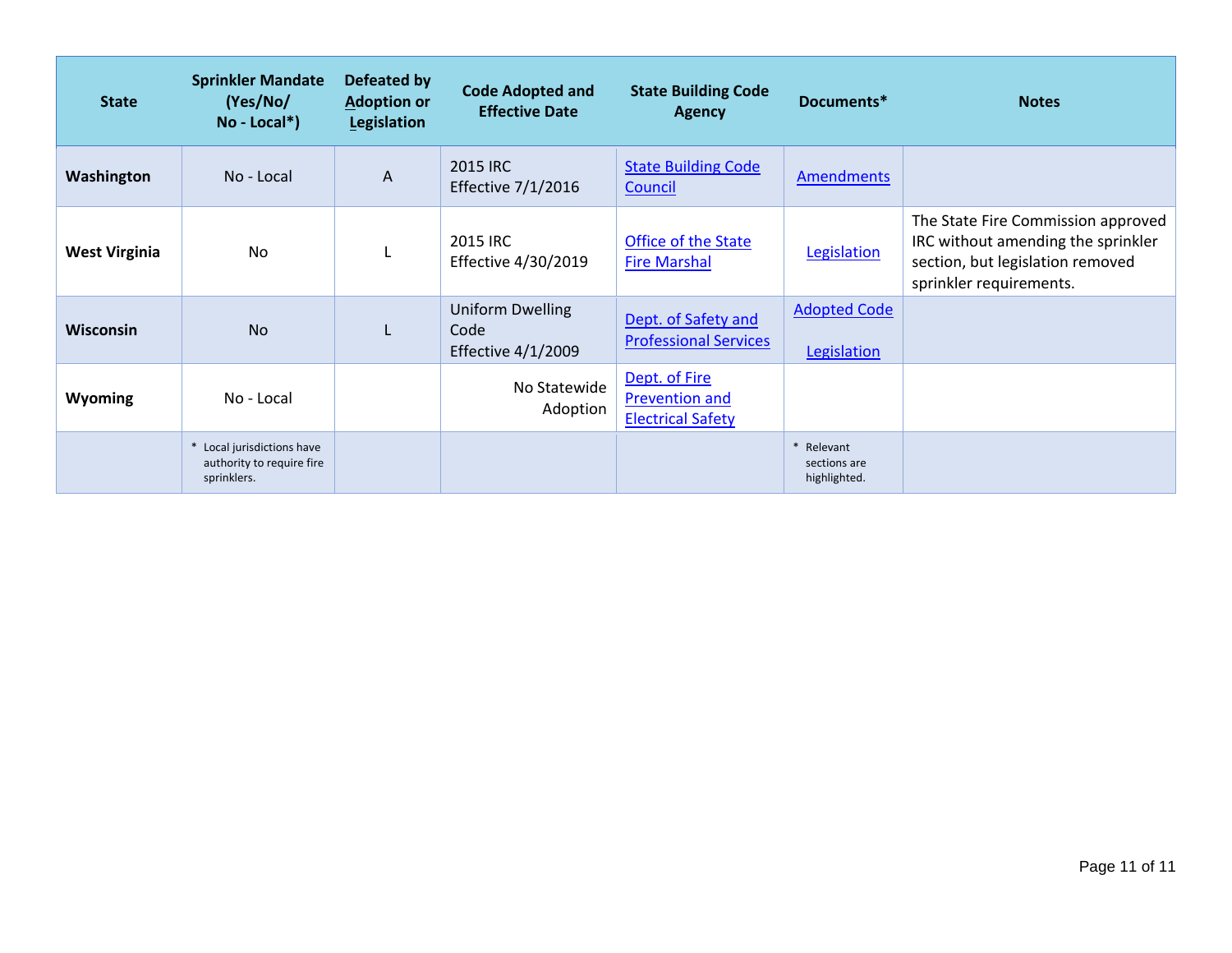| State | Sprinkler Mandate (Yes/No/ No - Local*) | Defeated by Adoption or Legislation | Code Adopted and Effective Date | State Building Code Agency | Documents* | Notes |
|---|---|---|---|---|---|---|
| **Washington** | No - Local | A | 2015 IRC Effective 7/1/2016 | State Building Code Council | Amendments | |
| **West Virginia** | No | L | 2015 IRC Effective 4/30/2019 | Office of the State Fire Marshal | Legislation | The State Fire Commission approved IRC without amending the sprinkler section, but legislation removed sprinkler requirements. |
| **Wisconsin** | No | L | Uniform Dwelling Code Effective 4/1/2009 | Dept. of Safety and Professional Services | Adopted Code Legislation | |
| **Wyoming** | No - Local | | No Statewide Adoption | Dept. of Fire Prevention and Electrical Safety | | |
| | * Local jurisdictions have authority to require fire sprinklers. | | | | * Relevant sections are highlighted. | |